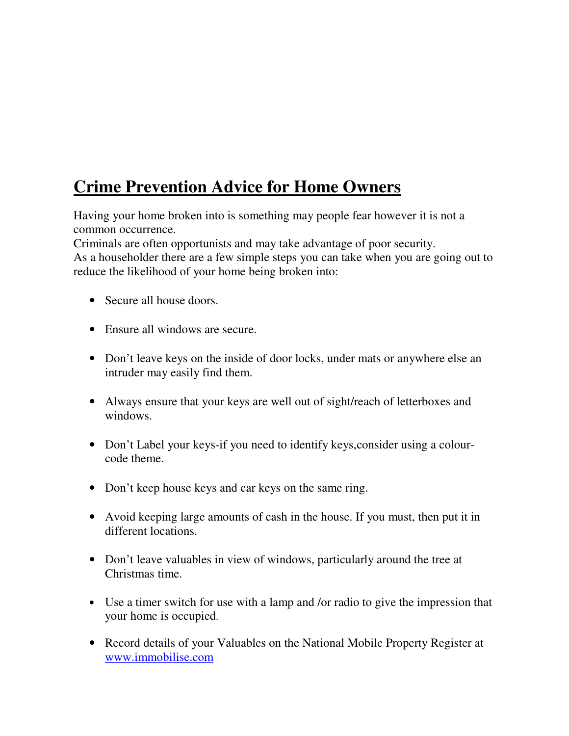# Crime Prevention Advice for Home Owners

Having your home broken into is something may people fear however it is not a common occurrence.
Criminals are often opportunists and may take advantage of poor security.
As a householder there are a few simple steps you can take when you are going out to reduce the likelihood of your home being broken into:

- Secure all house doors.
- Ensure all windows are secure.
- Don't leave keys on the inside of door locks, under mats or anywhere else an intruder may easily find them.
- Always ensure that your keys are well out of sight/reach of letterboxes and windows.
- Don't Label your keys-if you need to identify keys,consider using a colour-code theme.
- Don't keep house keys and car keys on the same ring.
- Avoid keeping large amounts of cash in the house. If you must, then put it in different locations.
- Don't leave valuables in view of windows, particularly around the tree at Christmas time.
- Use a timer switch for use with a lamp and /or radio to give the impression that your home is occupied.
- Record details of your Valuables on the National Mobile Property Register at [www.immobilise.com](www.immobilise.com)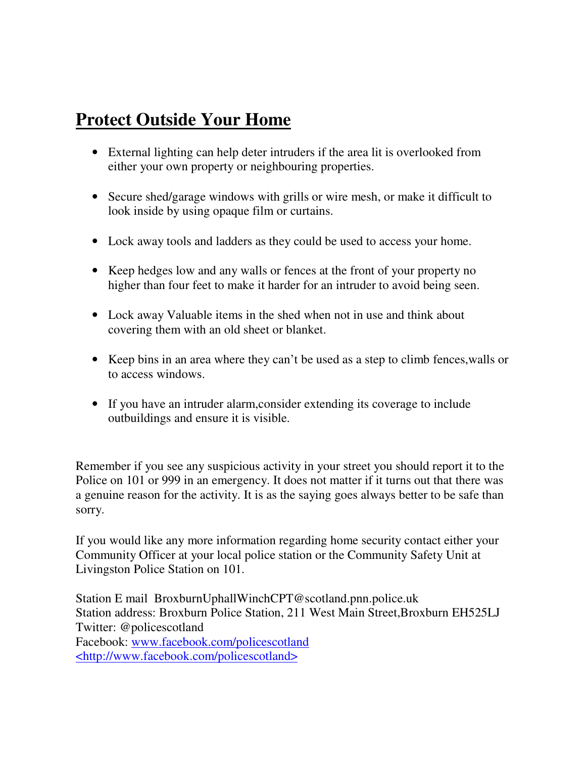# Protect Outside Your Home

- External lighting can help deter intruders if the area lit is overlooked from either your own property or neighbouring properties.
- Secure shed/garage windows with grills or wire mesh, or make it difficult to look inside by using opaque film or curtains.
- Lock away tools and ladders as they could be used to access your home.
- Keep hedges low and any walls or fences at the front of your property no higher than four feet to make it harder for an intruder to avoid being seen.
- Lock away Valuable items in the shed when not in use and think about covering them with an old sheet or blanket.
- Keep bins in an area where they can't be used as a step to climb fences,walls or to access windows.
- If you have an intruder alarm,consider extending its coverage to include outbuildings and ensure it is visible.

Remember if you see any suspicious activity in your street you should report it to the Police on 101 or 999 in an emergency. It does not matter if it turns out that there was a genuine reason for the activity. It is as the saying goes always better to be safe than sorry.

If you would like any more information regarding home security contact either your Community Officer at your local police station or the Community Safety Unit at Livingston Police Station on 101.

Station E mail BroxburnUphallWinchCPT@scotland.pnn.police.uk
Station address: Broxburn Police Station, 211 West Main Street,Broxburn EH525LJ
Twitter: @policescotland
Facebook: www.facebook.com/policescotland
<http://www.facebook.com/policescotland>